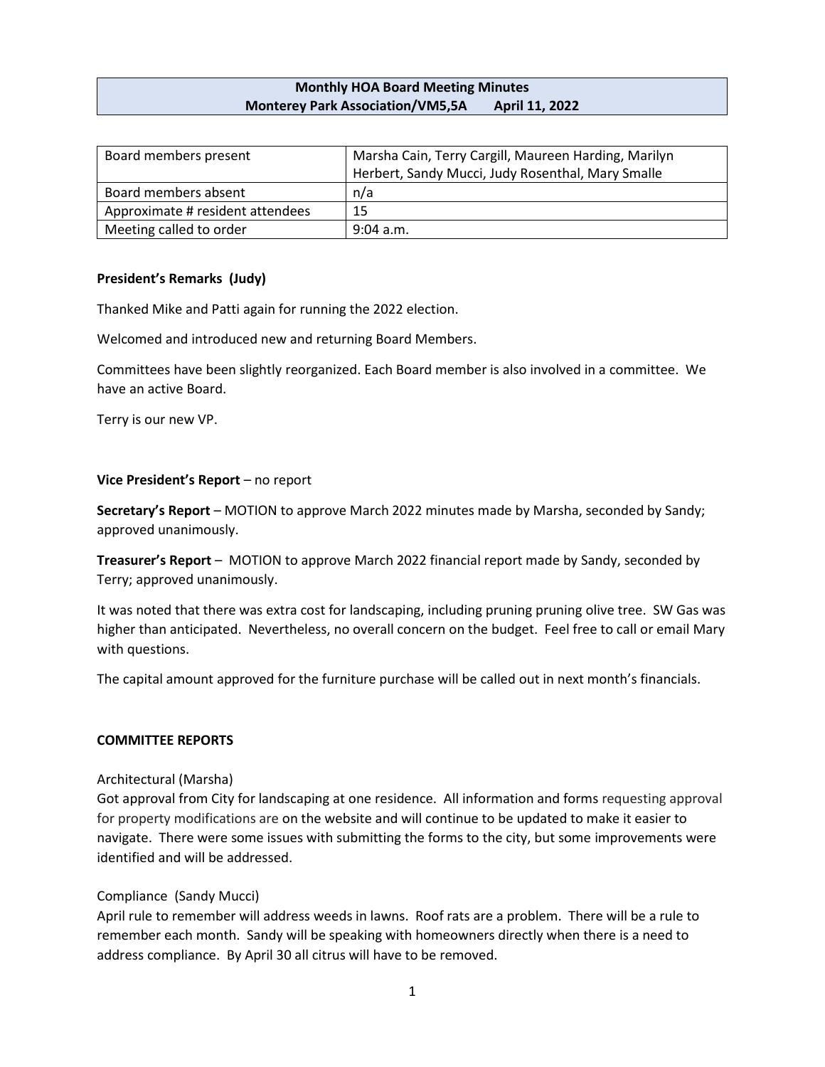**Monthly HOA Board Meeting Minutes**
**Monterey Park Association/VM5,5A April 11, 2022**

| Board members present | Marsha Cain, Terry Cargill, Maureen Harding, Marilyn Herbert, Sandy Mucci, Judy Rosenthal, Mary Smalle |
|---|---|
| Board members absent | n/a |
| Approximate # resident attendees | 15 |
| Meeting called to order | 9:04 a.m. |

**President's Remarks (Judy)**

Thanked Mike and Patti again for running the 2022 election.

Welcomed and introduced new and returning Board Members.

Committees have been slightly reorganized. Each Board member is also involved in a committee. We have an active Board.

Terry is our new VP.

**Vice President's Report** – no report

**Secretary's Report** – MOTION to approve March 2022 minutes made by Marsha, seconded by Sandy; approved unanimously.

**Treasurer's Report** – MOTION to approve March 2022 financial report made by Sandy, seconded by Terry; approved unanimously.

It was noted that there was extra cost for landscaping, including pruning pruning olive tree. SW Gas was higher than anticipated. Nevertheless, no overall concern on the budget. Feel free to call or email Mary with questions.

The capital amount approved for the furniture purchase will be called out in next month's financials.

**COMMITTEE REPORTS**

Architectural (Marsha)
Got approval from City for landscaping at one residence. All information and forms requesting approval for property modifications are on the website and will continue to be updated to make it easier to navigate. There were some issues with submitting the forms to the city, but some improvements were identified and will be addressed.

Compliance (Sandy Mucci)
April rule to remember will address weeds in lawns. Roof rats are a problem. There will be a rule to remember each month. Sandy will be speaking with homeowners directly when there is a need to address compliance. By April 30 all citrus will have to be removed.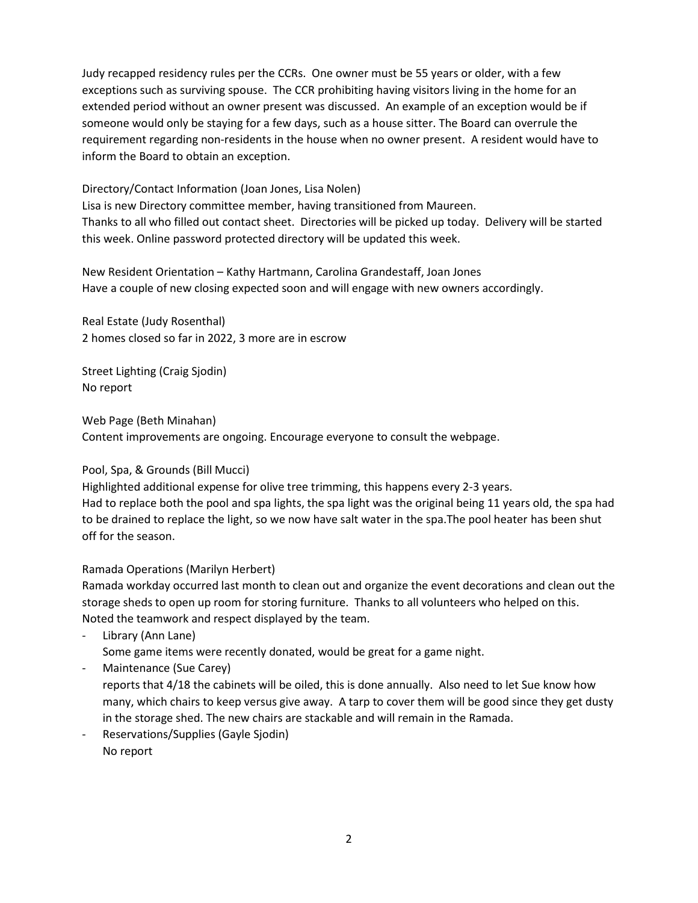Judy recapped residency rules per the CCRs. One owner must be 55 years or older, with a few exceptions such as surviving spouse. The CCR prohibiting having visitors living in the home for an extended period without an owner present was discussed. An example of an exception would be if someone would only be staying for a few days, such as a house sitter. The Board can overrule the requirement regarding non-residents in the house when no owner present. A resident would have to inform the Board to obtain an exception.

Directory/Contact Information (Joan Jones, Lisa Nolen)
Lisa is new Directory committee member, having transitioned from Maureen.
Thanks to all who filled out contact sheet. Directories will be picked up today. Delivery will be started this week. Online password protected directory will be updated this week.

New Resident Orientation – Kathy Hartmann, Carolina Grandestaff, Joan Jones
Have a couple of new closing expected soon and will engage with new owners accordingly.

Real Estate (Judy Rosenthal)
2 homes closed so far in 2022, 3 more are in escrow

Street Lighting (Craig Sjodin)
No report

Web Page (Beth Minahan)
Content improvements are ongoing. Encourage everyone to consult the webpage.

Pool, Spa, & Grounds (Bill Mucci)
Highlighted additional expense for olive tree trimming, this happens every 2-3 years.
Had to replace both the pool and spa lights, the spa light was the original being 11 years old, the spa had to be drained to replace the light, so we now have salt water in the spa.The pool heater has been shut off for the season.

Ramada Operations (Marilyn Herbert)
Ramada workday occurred last month to clean out and organize the event decorations and clean out the storage sheds to open up room for storing furniture. Thanks to all volunteers who helped on this. Noted the teamwork and respect displayed by the team.

- Library (Ann Lane)
  Some game items were recently donated, would be great for a game night.
- Maintenance (Sue Carey)
  reports that 4/18 the cabinets will be oiled, this is done annually. Also need to let Sue know how many, which chairs to keep versus give away. A tarp to cover them will be good since they get dusty in the storage shed. The new chairs are stackable and will remain in the Ramada.
- Reservations/Supplies (Gayle Sjodin)
  No report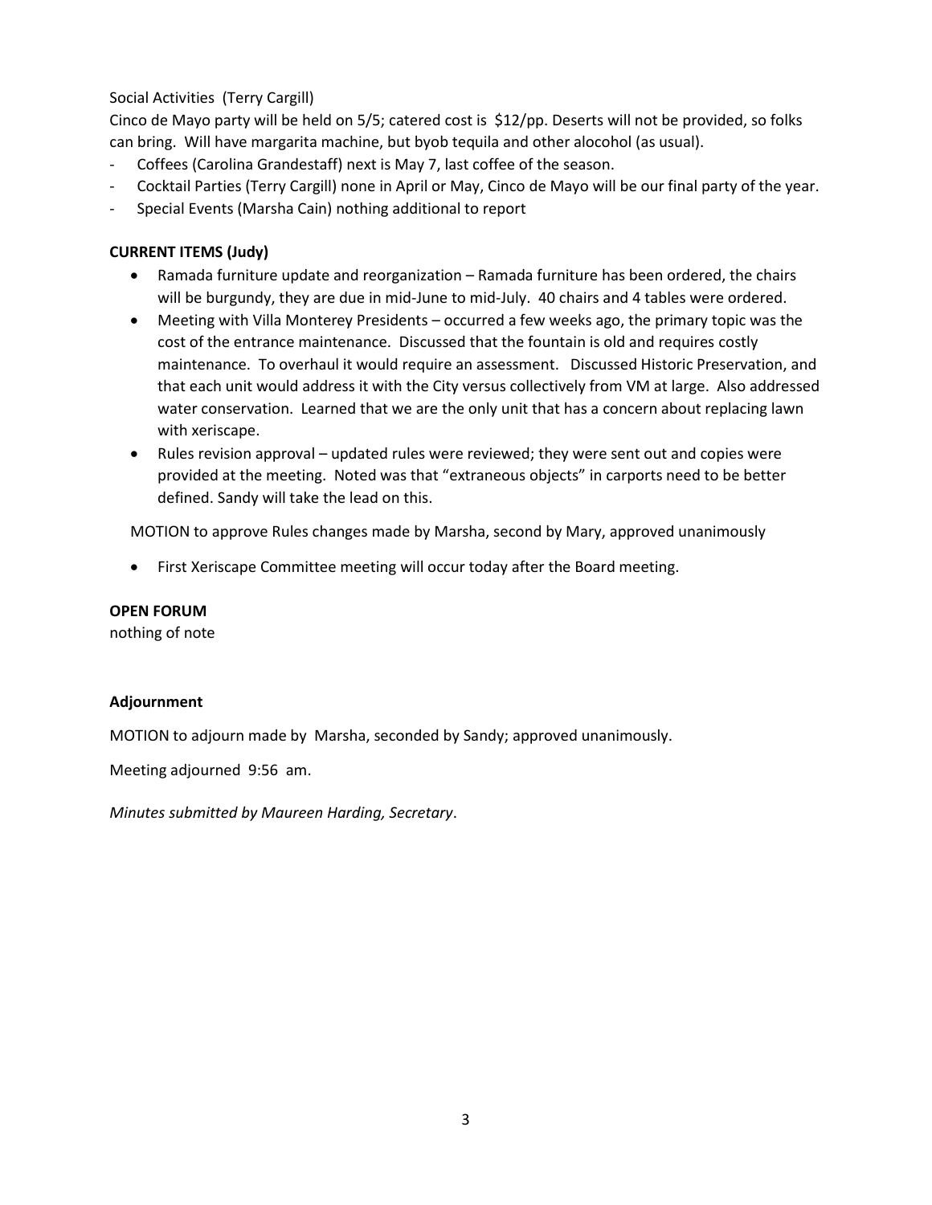Social Activities (Terry Cargill)

Cinco de Mayo party will be held on 5/5; catered cost is $12/pp. Deserts will not be provided, so folks can bring. Will have margarita machine, but byob tequila and other alocohol (as usual).

- Coffees (Carolina Grandestaff) next is May 7, last coffee of the season.
- Cocktail Parties (Terry Cargill) none in April or May, Cinco de Mayo will be our final party of the year.
- Special Events (Marsha Cain) nothing additional to report

**CURRENT ITEMS (Judy)**

- Ramada furniture update and reorganization – Ramada furniture has been ordered, the chairs will be burgundy, they are due in mid-June to mid-July. 40 chairs and 4 tables were ordered.
- Meeting with Villa Monterey Presidents – occurred a few weeks ago, the primary topic was the cost of the entrance maintenance. Discussed that the fountain is old and requires costly maintenance. To overhaul it would require an assessment. Discussed Historic Preservation, and that each unit would address it with the City versus collectively from VM at large. Also addressed water conservation. Learned that we are the only unit that has a concern about replacing lawn with xeriscape.
- Rules revision approval – updated rules were reviewed; they were sent out and copies were provided at the meeting. Noted was that "extraneous objects" in carports need to be better defined. Sandy will take the lead on this.

MOTION to approve Rules changes made by Marsha, second by Mary, approved unanimously

- First Xeriscape Committee meeting will occur today after the Board meeting.

**OPEN FORUM**

nothing of note

**Adjournment**

MOTION to adjourn made by Marsha, seconded by Sandy; approved unanimously.

Meeting adjourned 9:56 am.

*Minutes submitted by Maureen Harding, Secretary*.